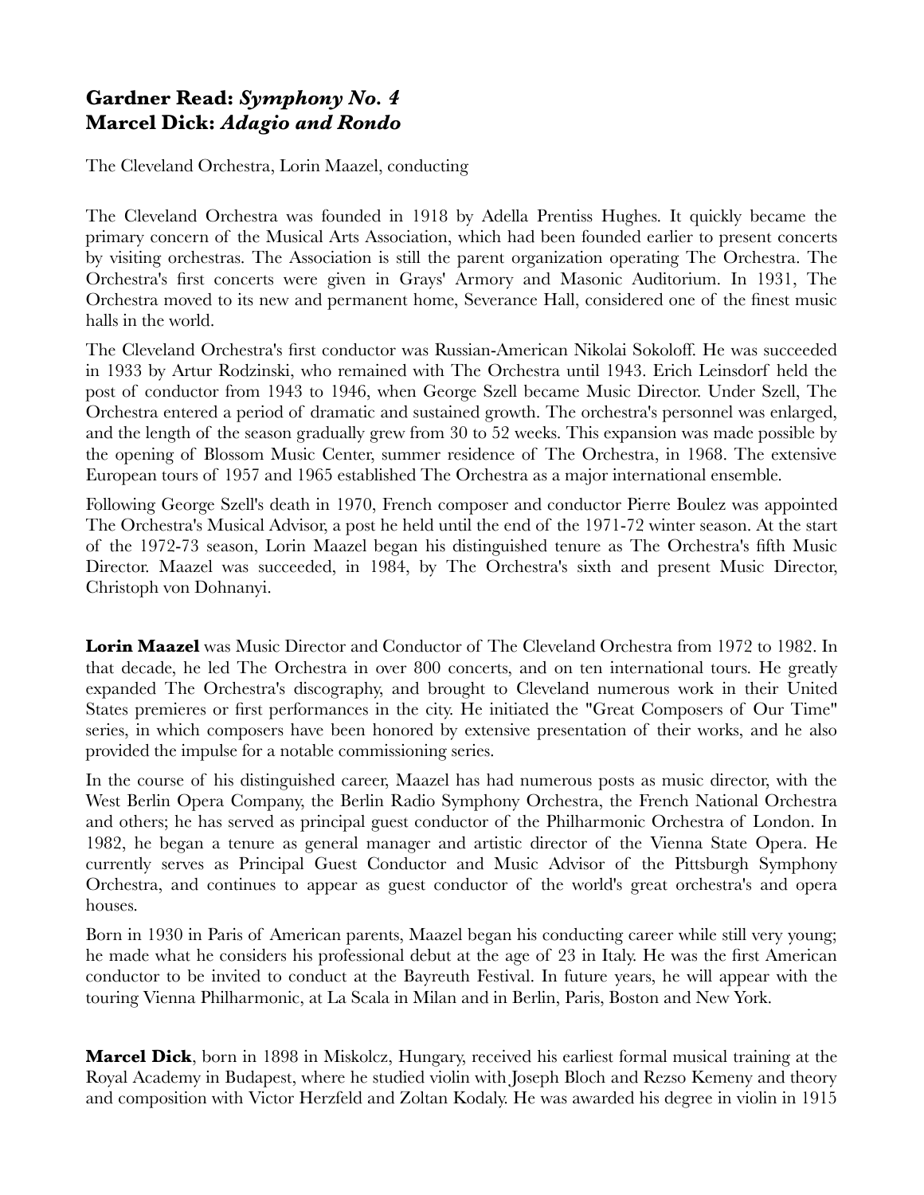# **Gardner Read:** ***Symphony No. 4***
# **Marcel Dick:** ***Adagio and Rondo***

The Cleveland Orchestra, Lorin Maazel, conducting

The Cleveland Orchestra was founded in 1918 by Adella Prentiss Hughes. It quickly became the primary concern of the Musical Arts Association, which had been founded earlier to present concerts by visiting orchestras. The Association is still the parent organization operating The Orchestra. The Orchestra's first concerts were given in Grays' Armory and Masonic Auditorium. In 1931, The Orchestra moved to its new and permanent home, Severance Hall, considered one of the finest music halls in the world.

The Cleveland Orchestra's first conductor was Russian-American Nikolai Sokoloff. He was succeeded in 1933 by Artur Rodzinski, who remained with The Orchestra until 1943. Erich Leinsdorf held the post of conductor from 1943 to 1946, when George Szell became Music Director. Under Szell, The Orchestra entered a period of dramatic and sustained growth. The orchestra's personnel was enlarged, and the length of the season gradually grew from 30 to 52 weeks. This expansion was made possible by the opening of Blossom Music Center, summer residence of The Orchestra, in 1968. The extensive European tours of 1957 and 1965 established The Orchestra as a major international ensemble.

Following George Szell's death in 1970, French composer and conductor Pierre Boulez was appointed The Orchestra's Musical Advisor, a post he held until the end of the 1971-72 winter season. At the start of the 1972-73 season, Lorin Maazel began his distinguished tenure as The Orchestra's fifth Music Director. Maazel was succeeded, in 1984, by The Orchestra's sixth and present Music Director, Christoph von Dohnanyi.

**Lorin Maazel** was Music Director and Conductor of The Cleveland Orchestra from 1972 to 1982. In that decade, he led The Orchestra in over 800 concerts, and on ten international tours. He greatly expanded The Orchestra's discography, and brought to Cleveland numerous work in their United States premieres or first performances in the city. He initiated the "Great Composers of Our Time" series, in which composers have been honored by extensive presentation of their works, and he also provided the impulse for a notable commissioning series.

In the course of his distinguished career, Maazel has had numerous posts as music director, with the West Berlin Opera Company, the Berlin Radio Symphony Orchestra, the French National Orchestra and others; he has served as principal guest conductor of the Philharmonic Orchestra of London. In 1982, he began a tenure as general manager and artistic director of the Vienna State Opera. He currently serves as Principal Guest Conductor and Music Advisor of the Pittsburgh Symphony Orchestra, and continues to appear as guest conductor of the world's great orchestra's and opera houses.

Born in 1930 in Paris of American parents, Maazel began his conducting career while still very young; he made what he considers his professional debut at the age of 23 in Italy. He was the first American conductor to be invited to conduct at the Bayreuth Festival. In future years, he will appear with the touring Vienna Philharmonic, at La Scala in Milan and in Berlin, Paris, Boston and New York.

**Marcel Dick**, born in 1898 in Miskolcz, Hungary, received his earliest formal musical training at the Royal Academy in Budapest, where he studied violin with Joseph Bloch and Rezso Kemeny and theory and composition with Victor Herzfeld and Zoltan Kodaly. He was awarded his degree in violin in 1915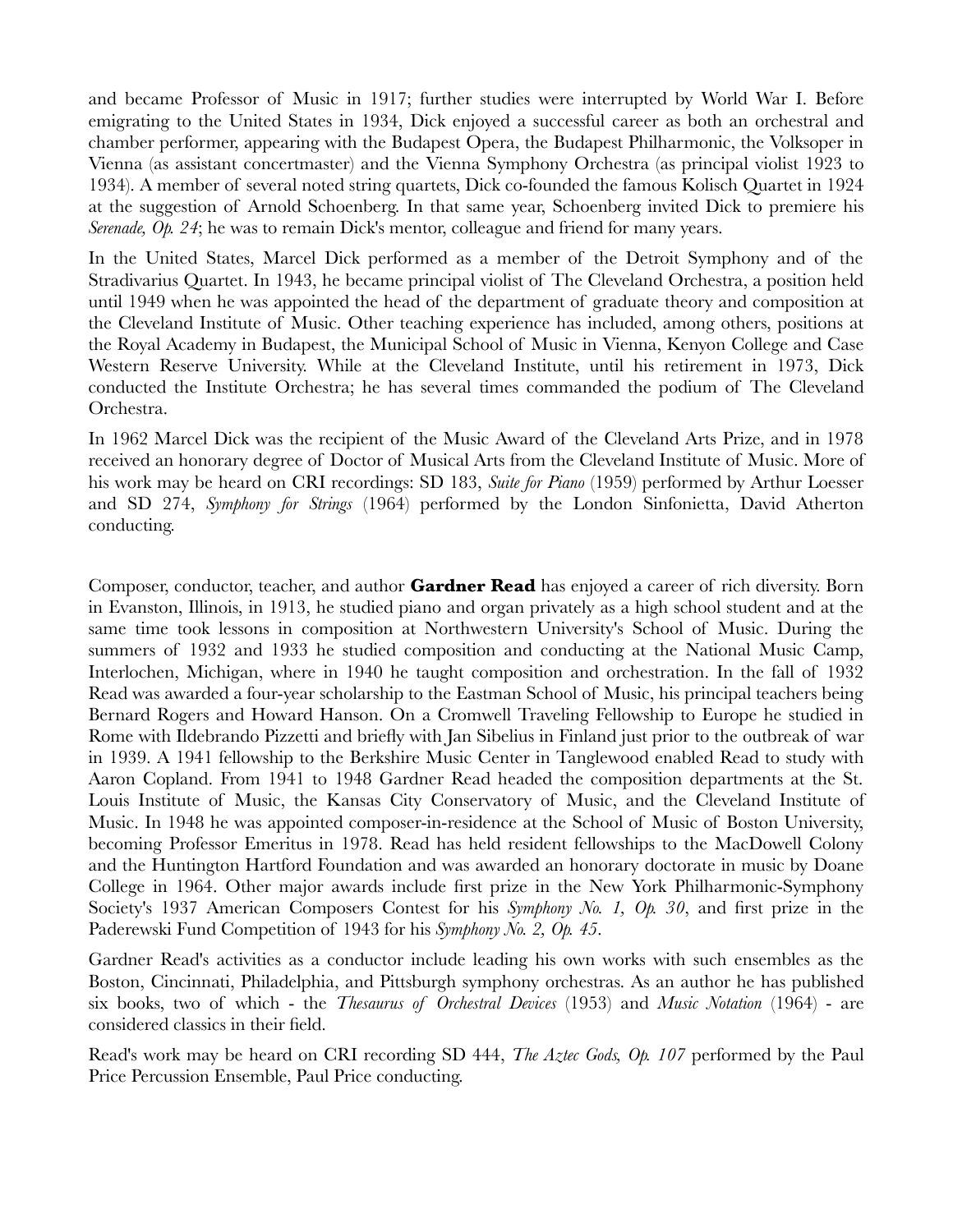and became Professor of Music in 1917; further studies were interrupted by World War I. Before emigrating to the United States in 1934, Dick enjoyed a successful career as both an orchestral and chamber performer, appearing with the Budapest Opera, the Budapest Philharmonic, the Volksoper in Vienna (as assistant concertmaster) and the Vienna Symphony Orchestra (as principal violist 1923 to 1934). A member of several noted string quartets, Dick co-founded the famous Kolisch Quartet in 1924 at the suggestion of Arnold Schoenberg. In that same year, Schoenberg invited Dick to premiere his *Serenade, Op. 24*; he was to remain Dick's mentor, colleague and friend for many years.

In the United States, Marcel Dick performed as a member of the Detroit Symphony and of the Stradivarius Quartet. In 1943, he became principal violist of The Cleveland Orchestra, a position held until 1949 when he was appointed the head of the department of graduate theory and composition at the Cleveland Institute of Music. Other teaching experience has included, among others, positions at the Royal Academy in Budapest, the Municipal School of Music in Vienna, Kenyon College and Case Western Reserve University. While at the Cleveland Institute, until his retirement in 1973, Dick conducted the Institute Orchestra; he has several times commanded the podium of The Cleveland Orchestra.

In 1962 Marcel Dick was the recipient of the Music Award of the Cleveland Arts Prize, and in 1978 received an honorary degree of Doctor of Musical Arts from the Cleveland Institute of Music. More of his work may be heard on CRI recordings: SD 183, *Suite for Piano* (1959) performed by Arthur Loesser and SD 274, *Symphony for Strings* (1964) performed by the London Sinfonietta, David Atherton conducting.

Composer, conductor, teacher, and author **Gardner Read** has enjoyed a career of rich diversity. Born in Evanston, Illinois, in 1913, he studied piano and organ privately as a high school student and at the same time took lessons in composition at Northwestern University's School of Music. During the summers of 1932 and 1933 he studied composition and conducting at the National Music Camp, Interlochen, Michigan, where in 1940 he taught composition and orchestration. In the fall of 1932 Read was awarded a four-year scholarship to the Eastman School of Music, his principal teachers being Bernard Rogers and Howard Hanson. On a Cromwell Traveling Fellowship to Europe he studied in Rome with Ildebrando Pizzetti and briefly with Jan Sibelius in Finland just prior to the outbreak of war in 1939. A 1941 fellowship to the Berkshire Music Center in Tanglewood enabled Read to study with Aaron Copland. From 1941 to 1948 Gardner Read headed the composition departments at the St. Louis Institute of Music, the Kansas City Conservatory of Music, and the Cleveland Institute of Music. In 1948 he was appointed composer-in-residence at the School of Music of Boston University, becoming Professor Emeritus in 1978. Read has held resident fellowships to the MacDowell Colony and the Huntington Hartford Foundation and was awarded an honorary doctorate in music by Doane College in 1964. Other major awards include first prize in the New York Philharmonic-Symphony Society's 1937 American Composers Contest for his *Symphony No. 1, Op. 30*, and first prize in the Paderewski Fund Competition of 1943 for his *Symphony No. 2, Op. 45*.

Gardner Read's activities as a conductor include leading his own works with such ensembles as the Boston, Cincinnati, Philadelphia, and Pittsburgh symphony orchestras. As an author he has published six books, two of which - the *Thesaurus of Orchestral Devices* (1953) and *Music Notation* (1964) - are considered classics in their field.

Read's work may be heard on CRI recording SD 444, *The Aztec Gods, Op. 107* performed by the Paul Price Percussion Ensemble, Paul Price conducting.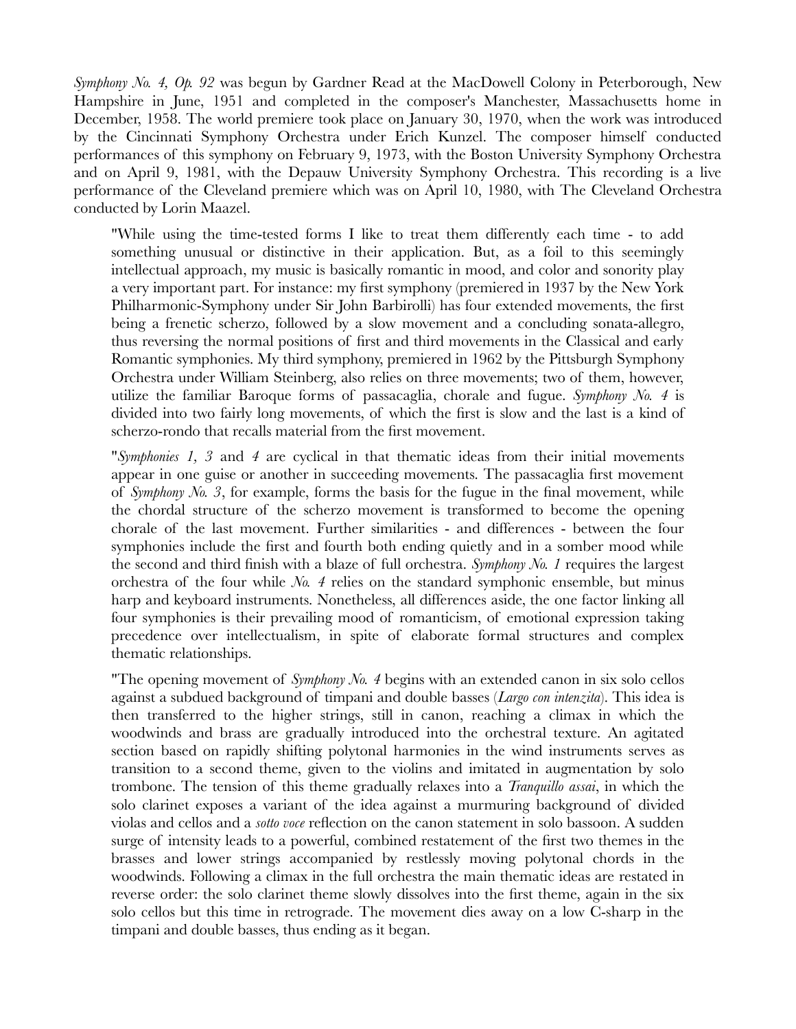*Symphony No. 4, Op. 92* was begun by Gardner Read at the MacDowell Colony in Peterborough, New Hampshire in June, 1951 and completed in the composer's Manchester, Massachusetts home in December, 1958. The world premiere took place on January 30, 1970, when the work was introduced by the Cincinnati Symphony Orchestra under Erich Kunzel. The composer himself conducted performances of this symphony on February 9, 1973, with the Boston University Symphony Orchestra and on April 9, 1981, with the Depauw University Symphony Orchestra. This recording is a live performance of the Cleveland premiere which was on April 10, 1980, with The Cleveland Orchestra conducted by Lorin Maazel.

> "While using the time-tested forms I like to treat them differently each time - to add something unusual or distinctive in their application. But, as a foil to this seemingly intellectual approach, my music is basically romantic in mood, and color and sonority play a very important part. For instance: my first symphony (premiered in 1937 by the New York Philharmonic-Symphony under Sir John Barbirolli) has four extended movements, the first being a frenetic scherzo, followed by a slow movement and a concluding sonata-allegro, thus reversing the normal positions of first and third movements in the Classical and early Romantic symphonies. My third symphony, premiered in 1962 by the Pittsburgh Symphony Orchestra under William Steinberg, also relies on three movements; two of them, however, utilize the familiar Baroque forms of passacaglia, chorale and fugue. *Symphony No. 4* is divided into two fairly long movements, of which the first is slow and the last is a kind of scherzo-rondo that recalls material from the first movement.
>
> "*Symphonies 1, 3* and *4* are cyclical in that thematic ideas from their initial movements appear in one guise or another in succeeding movements. The passacaglia first movement of *Symphony No. 3*, for example, forms the basis for the fugue in the final movement, while the chordal structure of the scherzo movement is transformed to become the opening chorale of the last movement. Further similarities - and differences - between the four symphonies include the first and fourth both ending quietly and in a somber mood while the second and third finish with a blaze of full orchestra. *Symphony No. 1* requires the largest orchestra of the four while *No. 4* relies on the standard symphonic ensemble, but minus harp and keyboard instruments. Nonetheless, all differences aside, the one factor linking all four symphonies is their prevailing mood of romanticism, of emotional expression taking precedence over intellectualism, in spite of elaborate formal structures and complex thematic relationships.
>
> "The opening movement of *Symphony No. 4* begins with an extended canon in six solo cellos against a subdued background of timpani and double basses (*Largo con intenzita*). This idea is then transferred to the higher strings, still in canon, reaching a climax in which the woodwinds and brass are gradually introduced into the orchestral texture. An agitated section based on rapidly shifting polytonal harmonies in the wind instruments serves as transition to a second theme, given to the violins and imitated in augmentation by solo trombone. The tension of this theme gradually relaxes into a *Tranquillo assai*, in which the solo clarinet exposes a variant of the idea against a murmuring background of divided violas and cellos and a *sotto voce* reflection on the canon statement in solo bassoon. A sudden surge of intensity leads to a powerful, combined restatement of the first two themes in the brasses and lower strings accompanied by restlessly moving polytonal chords in the woodwinds. Following a climax in the full orchestra the main thematic ideas are restated in reverse order: the solo clarinet theme slowly dissolves into the first theme, again in the six solo cellos but this time in retrograde. The movement dies away on a low C-sharp in the timpani and double basses, thus ending as it began.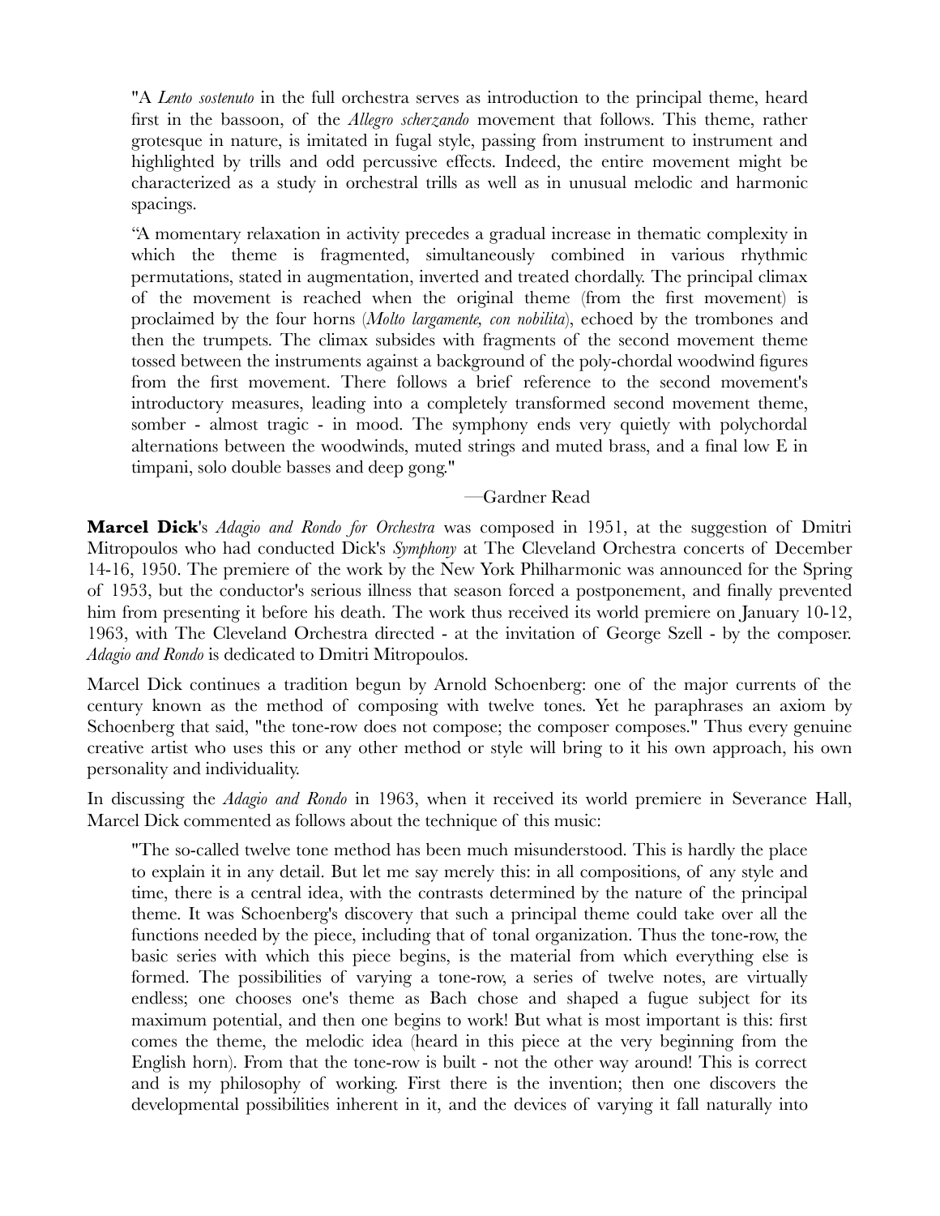"A *Lento sostenuto* in the full orchestra serves as introduction to the principal theme, heard first in the bassoon, of the *Allegro scherzando* movement that follows. This theme, rather grotesque in nature, is imitated in fugal style, passing from instrument to instrument and highlighted by trills and odd percussive effects. Indeed, the entire movement might be characterized as a study in orchestral trills as well as in unusual melodic and harmonic spacings.

"A momentary relaxation in activity precedes a gradual increase in thematic complexity in which the theme is fragmented, simultaneously combined in various rhythmic permutations, stated in augmentation, inverted and treated chordally. The principal climax of the movement is reached when the original theme (from the first movement) is proclaimed by the four horns (*Molto largamente, con nobilita*), echoed by the trombones and then the trumpets. The climax subsides with fragments of the second movement theme tossed between the instruments against a background of the poly-chordal woodwind figures from the first movement. There follows a brief reference to the second movement's introductory measures, leading into a completely transformed second movement theme, somber - almost tragic - in mood. The symphony ends very quietly with polychordal alternations between the woodwinds, muted strings and muted brass, and a final low E in timpani, solo double basses and deep gong."

—Gardner Read

**Marcel Dick**'s *Adagio and Rondo for Orchestra* was composed in 1951, at the suggestion of Dmitri Mitropoulos who had conducted Dick's *Symphony* at The Cleveland Orchestra concerts of December 14-16, 1950. The premiere of the work by the New York Philharmonic was announced for the Spring of 1953, but the conductor's serious illness that season forced a postponement, and finally prevented him from presenting it before his death. The work thus received its world premiere on January 10-12, 1963, with The Cleveland Orchestra directed - at the invitation of George Szell - by the composer. *Adagio and Rondo* is dedicated to Dmitri Mitropoulos.

Marcel Dick continues a tradition begun by Arnold Schoenberg: one of the major currents of the century known as the method of composing with twelve tones. Yet he paraphrases an axiom by Schoenberg that said, "the tone-row does not compose; the composer composes." Thus every genuine creative artist who uses this or any other method or style will bring to it his own approach, his own personality and individuality.

In discussing the *Adagio and Rondo* in 1963, when it received its world premiere in Severance Hall, Marcel Dick commented as follows about the technique of this music:

"The so-called twelve tone method has been much misunderstood. This is hardly the place to explain it in any detail. But let me say merely this: in all compositions, of any style and time, there is a central idea, with the contrasts determined by the nature of the principal theme. It was Schoenberg's discovery that such a principal theme could take over all the functions needed by the piece, including that of tonal organization. Thus the tone-row, the basic series with which this piece begins, is the material from which everything else is formed. The possibilities of varying a tone-row, a series of twelve notes, are virtually endless; one chooses one's theme as Bach chose and shaped a fugue subject for its maximum potential, and then one begins to work! But what is most important is this: first comes the theme, the melodic idea (heard in this piece at the very beginning from the English horn). From that the tone-row is built - not the other way around! This is correct and is my philosophy of working. First there is the invention; then one discovers the developmental possibilities inherent in it, and the devices of varying it fall naturally into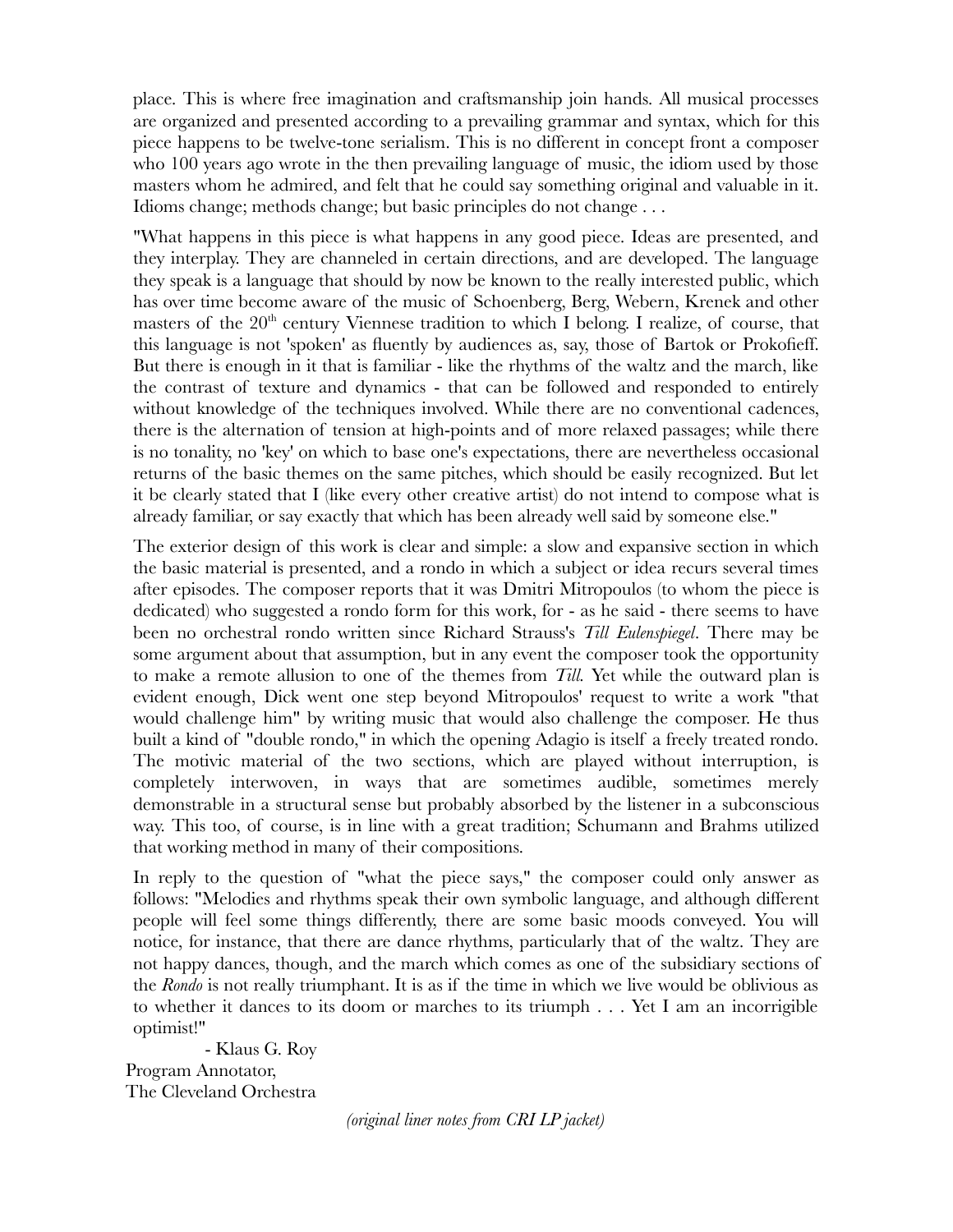place. This is where free imagination and craftsmanship join hands. All musical processes are organized and presented according to a prevailing grammar and syntax, which for this piece happens to be twelve-tone serialism. This is no different in concept front a composer who 100 years ago wrote in the then prevailing language of music, the idiom used by those masters whom he admired, and felt that he could say something original and valuable in it. Idioms change; methods change; but basic principles do not change . . .

"What happens in this piece is what happens in any good piece. Ideas are presented, and they interplay. They are channeled in certain directions, and are developed. The language they speak is a language that should by now be known to the really interested public, which has over time become aware of the music of Schoenberg, Berg, Webern, Krenek and other masters of the 20th century Viennese tradition to which I belong. I realize, of course, that this language is not 'spoken' as fluently by audiences as, say, those of Bartok or Prokofieff. But there is enough in it that is familiar - like the rhythms of the waltz and the march, like the contrast of texture and dynamics - that can be followed and responded to entirely without knowledge of the techniques involved. While there are no conventional cadences, there is the alternation of tension at high-points and of more relaxed passages; while there is no tonality, no 'key' on which to base one's expectations, there are nevertheless occasional returns of the basic themes on the same pitches, which should be easily recognized. But let it be clearly stated that I (like every other creative artist) do not intend to compose what is already familiar, or say exactly that which has been already well said by someone else."

The exterior design of this work is clear and simple: a slow and expansive section in which the basic material is presented, and a rondo in which a subject or idea recurs several times after episodes. The composer reports that it was Dmitri Mitropoulos (to whom the piece is dedicated) who suggested a rondo form for this work, for - as he said - there seems to have been no orchestral rondo written since Richard Strauss's *Till Eulenspiegel*. There may be some argument about that assumption, but in any event the composer took the opportunity to make a remote allusion to one of the themes from *Till.* Yet while the outward plan is evident enough, Dick went one step beyond Mitropoulos' request to write a work "that would challenge him" by writing music that would also challenge the composer. He thus built a kind of "double rondo," in which the opening Adagio is itself a freely treated rondo. The motivic material of the two sections, which are played without interruption, is completely interwoven, in ways that are sometimes audible, sometimes merely demonstrable in a structural sense but probably absorbed by the listener in a subconscious way. This too, of course, is in line with a great tradition; Schumann and Brahms utilized that working method in many of their compositions.

In reply to the question of "what the piece says," the composer could only answer as follows: "Melodies and rhythms speak their own symbolic language, and although different people will feel some things differently, there are some basic moods conveyed. You will notice, for instance, that there are dance rhythms, particularly that of the waltz. They are not happy dances, though, and the march which comes as one of the subsidiary sections of the *Rondo* is not really triumphant. It is as if the time in which we live would be oblivious as to whether it dances to its doom or marches to its triumph . . . Yet I am an incorrigible optimist!"

- Klaus G. Roy
Program Annotator,
The Cleveland Orchestra

*(original liner notes from CRI LP jacket)*